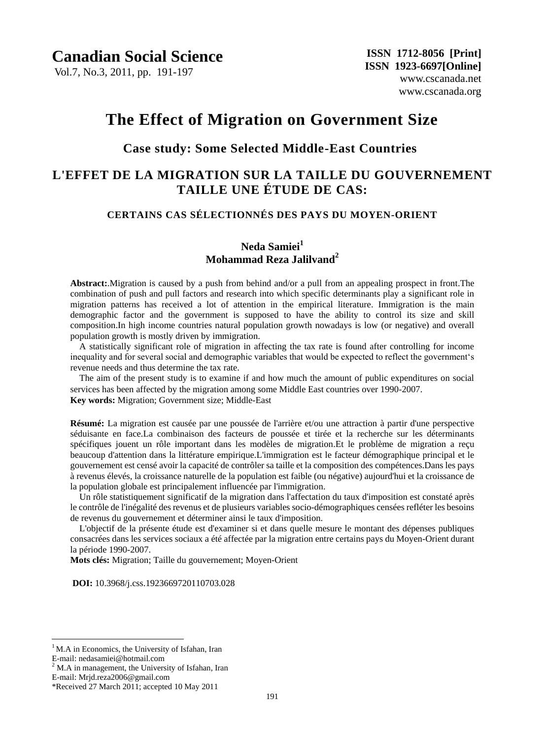# The Effect of Migration on Government Size

## Case study: Some Selected Middle-East Countries

## L'EFFET DE LA MIGRATION SUR LA TAILLE DU GOUVERNEMENT TAILLE UNE ÉTUDE DE CAS:

### CERTAINS CAS SÉLECTIONNÉS DES PAYS DU MOYEN-ORIENT

**Neda Samiei**[1]
**Mohammad Reza Jalilvand**[2]

**Abstract:**.Migration is caused by a push from behind and/or a pull from an appealing prospect in front.The combination of push and pull factors and research into which specific determinants play a significant role in migration patterns has received a lot of attention in the empirical literature. Immigration is the main demographic factor and the government is supposed to have the ability to control its size and skill composition.In high income countries natural population growth nowadays is low (or negative) and overall population growth is mostly driven by immigration.

A statistically significant role of migration in affecting the tax rate is found after controlling for income inequality and for several social and demographic variables that would be expected to reflect the government's revenue needs and thus determine the tax rate.

The aim of the present study is to examine if and how much the amount of public expenditures on social services has been affected by the migration among some Middle East countries over 1990-2007.

**Key words:** Migration; Government size; Middle-East

**Résumé:** La migration est causée par une poussée de l'arrière et/ou une attraction à partir d'une perspective séduisante en face.La combinaison des facteurs de poussée et tirée et la recherche sur les déterminants spécifiques jouent un rôle important dans les modèles de migration.Et le problème de migration a reçu beaucoup d'attention dans la littérature empirique.L'immigration est le facteur démographique principal et le gouvernement est censé avoir la capacité de contrôler sa taille et la composition des compétences.Dans les pays à revenus élevés, la croissance naturelle de la population est faible (ou négative) aujourd'hui et la croissance de la population globale est principalement influencée par l'immigration.

Un rôle statistiquement significatif de la migration dans l'affectation du taux d'imposition est constaté après le contrôle de l'inégalité des revenus et de plusieurs variables socio-démographiques censées refléter les besoins de revenus du gouvernement et déterminer ainsi le taux d'imposition.

L'objectif de la présente étude est d'examiner si et dans quelle mesure le montant des dépenses publiques consacrées dans les services sociaux a été affectée par la migration entre certains pays du Moyen-Orient durant la période 1990-2007.

**Mots clés:** Migration; Taille du gouvernement; Moyen-Orient

**DOI:** 10.3968/j.css.1923669720110703.028

---

[1] M.A in Economics, the University of Isfahan, Iran
E-mail: nedasamiei@hotmail.com

[2] M.A in management, the University of Isfahan, Iran
E-mail: Mrjd.reza2006@gmail.com

*Received 27 March 2011; accepted 10 May 2011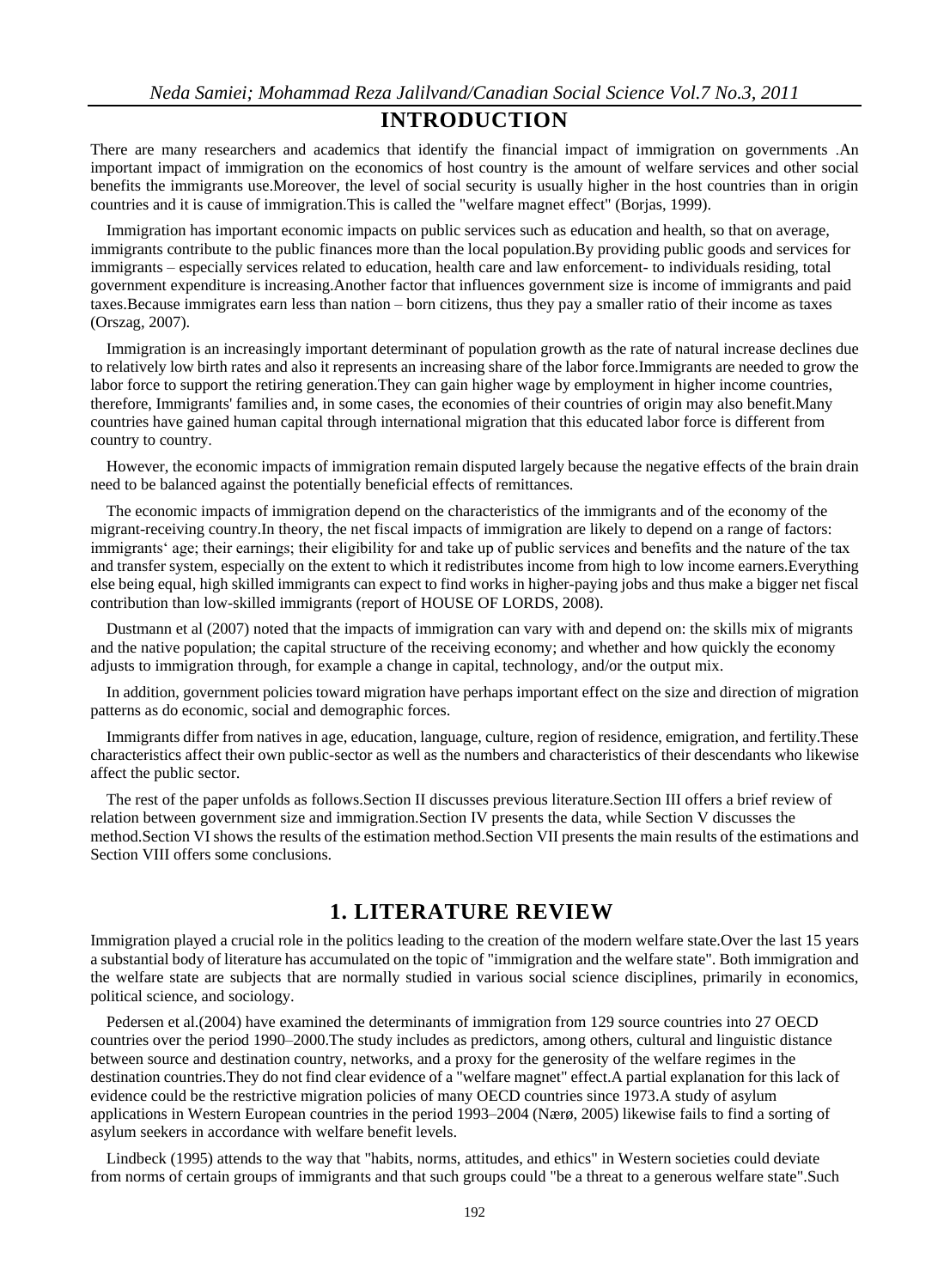## INTRODUCTION

There are many researchers and academics that identify the financial impact of immigration on governments .An important impact of immigration on the economics of host country is the amount of welfare services and other social benefits the immigrants use.Moreover, the level of social security is usually higher in the host countries than in origin countries and it is cause of immigration.This is called the "welfare magnet effect" (Borjas, 1999).

Immigration has important economic impacts on public services such as education and health, so that on average, immigrants contribute to the public finances more than the local population.By providing public goods and services for immigrants – especially services related to education, health care and law enforcement- to individuals residing, total government expenditure is increasing.Another factor that influences government size is income of immigrants and paid taxes.Because immigrates earn less than nation – born citizens, thus they pay a smaller ratio of their income as taxes (Orszag, 2007).

Immigration is an increasingly important determinant of population growth as the rate of natural increase declines due to relatively low birth rates and also it represents an increasing share of the labor force.Immigrants are needed to grow the labor force to support the retiring generation.They can gain higher wage by employment in higher income countries, therefore, Immigrants' families and, in some cases, the economies of their countries of origin may also benefit.Many countries have gained human capital through international migration that this educated labor force is different from country to country.

However, the economic impacts of immigration remain disputed largely because the negative effects of the brain drain need to be balanced against the potentially beneficial effects of remittances.

The economic impacts of immigration depend on the characteristics of the immigrants and of the economy of the migrant-receiving country.In theory, the net fiscal impacts of immigration are likely to depend on a range of factors: immigrants' age; their earnings; their eligibility for and take up of public services and benefits and the nature of the tax and transfer system, especially on the extent to which it redistributes income from high to low income earners.Everything else being equal, high skilled immigrants can expect to find works in higher-paying jobs and thus make a bigger net fiscal contribution than low-skilled immigrants (report of HOUSE OF LORDS, 2008).

Dustmann et al (2007) noted that the impacts of immigration can vary with and depend on: the skills mix of migrants and the native population; the capital structure of the receiving economy; and whether and how quickly the economy adjusts to immigration through, for example a change in capital, technology, and/or the output mix.

In addition, government policies toward migration have perhaps important effect on the size and direction of migration patterns as do economic, social and demographic forces.

Immigrants differ from natives in age, education, language, culture, region of residence, emigration, and fertility.These characteristics affect their own public-sector as well as the numbers and characteristics of their descendants who likewise affect the public sector.

The rest of the paper unfolds as follows.Section II discusses previous literature.Section III offers a brief review of relation between government size and immigration.Section IV presents the data, while Section V discusses the method.Section VI shows the results of the estimation method.Section VII presents the main results of the estimations and Section VIII offers some conclusions.

## 1. LITERATURE REVIEW

Immigration played a crucial role in the politics leading to the creation of the modern welfare state.Over the last 15 years a substantial body of literature has accumulated on the topic of "immigration and the welfare state". Both immigration and the welfare state are subjects that are normally studied in various social science disciplines, primarily in economics, political science, and sociology.

Pedersen et al.(2004) have examined the determinants of immigration from 129 source countries into 27 OECD countries over the period 1990–2000.The study includes as predictors, among others, cultural and linguistic distance between source and destination country, networks, and a proxy for the generosity of the welfare regimes in the destination countries.They do not find clear evidence of a "welfare magnet" effect.A partial explanation for this lack of evidence could be the restrictive migration policies of many OECD countries since 1973.A study of asylum applications in Western European countries in the period 1993–2004 (Nærø, 2005) likewise fails to find a sorting of asylum seekers in accordance with welfare benefit levels.

Lindbeck (1995) attends to the way that "habits, norms, attitudes, and ethics" in Western societies could deviate from norms of certain groups of immigrants and that such groups could "be a threat to a generous welfare state".Such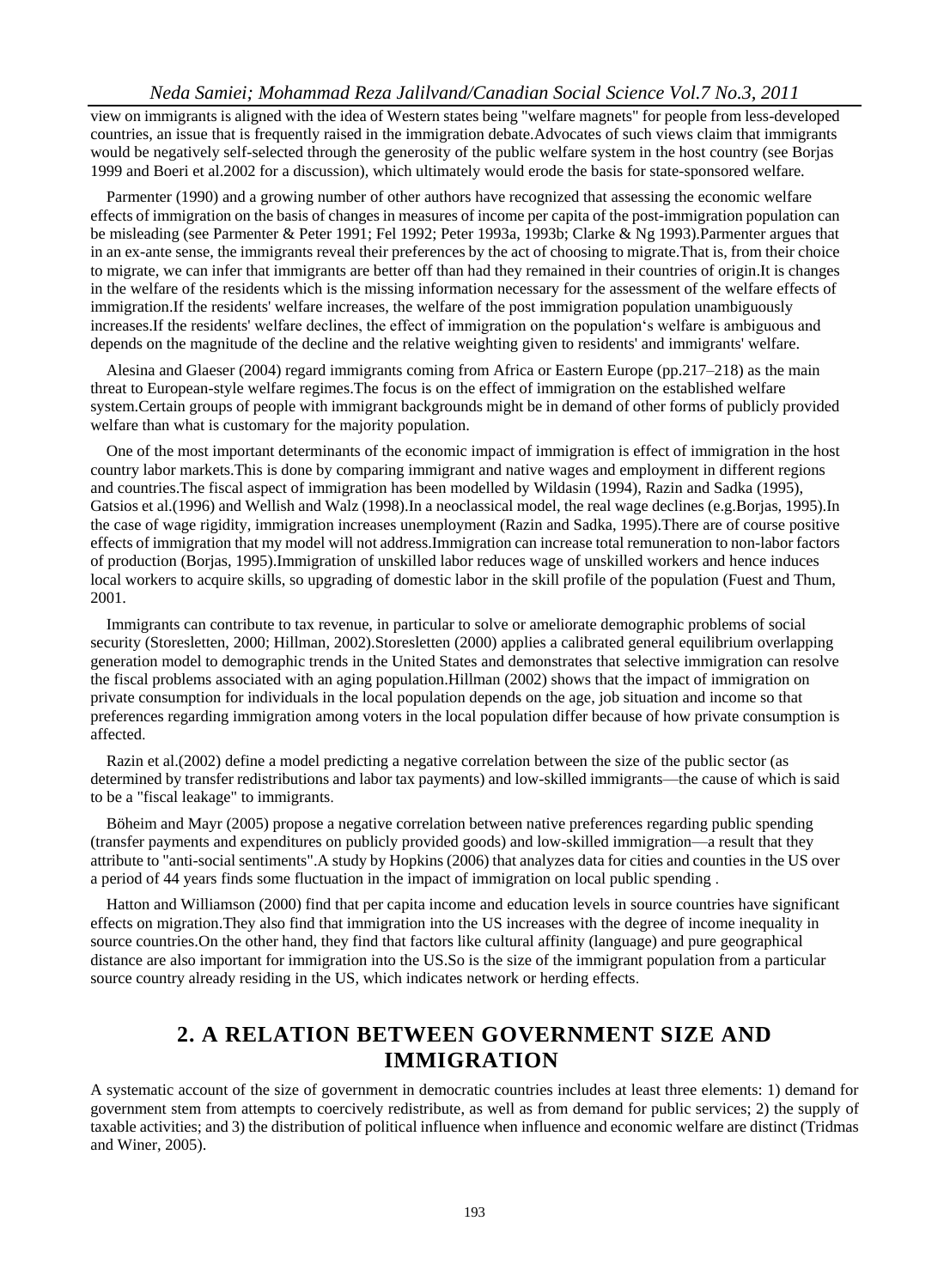view on immigrants is aligned with the idea of Western states being "welfare magnets" for people from less-developed countries, an issue that is frequently raised in the immigration debate.Advocates of such views claim that immigrants would be negatively self-selected through the generosity of the public welfare system in the host country (see Borjas 1999 and Boeri et al.2002 for a discussion), which ultimately would erode the basis for state-sponsored welfare.

Parmenter (1990) and a growing number of other authors have recognized that assessing the economic welfare effects of immigration on the basis of changes in measures of income per capita of the post-immigration population can be misleading (see Parmenter & Peter 1991; Fel 1992; Peter 1993a, 1993b; Clarke & Ng 1993).Parmenter argues that in an ex-ante sense, the immigrants reveal their preferences by the act of choosing to migrate.That is, from their choice to migrate, we can infer that immigrants are better off than had they remained in their countries of origin.It is changes in the welfare of the residents which is the missing information necessary for the assessment of the welfare effects of immigration.If the residents' welfare increases, the welfare of the post immigration population unambiguously increases.If the residents' welfare declines, the effect of immigration on the population's welfare is ambiguous and depends on the magnitude of the decline and the relative weighting given to residents' and immigrants' welfare.

Alesina and Glaeser (2004) regard immigrants coming from Africa or Eastern Europe (pp.217–218) as the main threat to European-style welfare regimes.The focus is on the effect of immigration on the established welfare system.Certain groups of people with immigrant backgrounds might be in demand of other forms of publicly provided welfare than what is customary for the majority population.

One of the most important determinants of the economic impact of immigration is effect of immigration in the host country labor markets.This is done by comparing immigrant and native wages and employment in different regions and countries.The fiscal aspect of immigration has been modelled by Wildasin (1994), Razin and Sadka (1995), Gatsios et al.(1996) and Wellish and Walz (1998).In a neoclassical model, the real wage declines (e.g.Borjas, 1995).In the case of wage rigidity, immigration increases unemployment (Razin and Sadka, 1995).There are of course positive effects of immigration that my model will not address.Immigration can increase total remuneration to non-labor factors of production (Borjas, 1995).Immigration of unskilled labor reduces wage of unskilled workers and hence induces local workers to acquire skills, so upgrading of domestic labor in the skill profile of the population (Fuest and Thum, 2001.

Immigrants can contribute to tax revenue, in particular to solve or ameliorate demographic problems of social security (Storesletten, 2000; Hillman, 2002).Storesletten (2000) applies a calibrated general equilibrium overlapping generation model to demographic trends in the United States and demonstrates that selective immigration can resolve the fiscal problems associated with an aging population.Hillman (2002) shows that the impact of immigration on private consumption for individuals in the local population depends on the age, job situation and income so that preferences regarding immigration among voters in the local population differ because of how private consumption is affected.

Razin et al.(2002) define a model predicting a negative correlation between the size of the public sector (as determined by transfer redistributions and labor tax payments) and low-skilled immigrants—the cause of which is said to be a "fiscal leakage" to immigrants.

Böheim and Mayr (2005) propose a negative correlation between native preferences regarding public spending (transfer payments and expenditures on publicly provided goods) and low-skilled immigration—a result that they attribute to "anti-social sentiments".A study by Hopkins (2006) that analyzes data for cities and counties in the US over a period of 44 years finds some fluctuation in the impact of immigration on local public spending .

Hatton and Williamson (2000) find that per capita income and education levels in source countries have significant effects on migration.They also find that immigration into the US increases with the degree of income inequality in source countries.On the other hand, they find that factors like cultural affinity (language) and pure geographical distance are also important for immigration into the US.So is the size of the immigrant population from a particular source country already residing in the US, which indicates network or herding effects.

## 2. A RELATION BETWEEN GOVERNMENT SIZE AND IMMIGRATION

A systematic account of the size of government in democratic countries includes at least three elements: 1) demand for government stem from attempts to coercively redistribute, as well as from demand for public services; 2) the supply of taxable activities; and 3) the distribution of political influence when influence and economic welfare are distinct (Tridmas and Winer, 2005).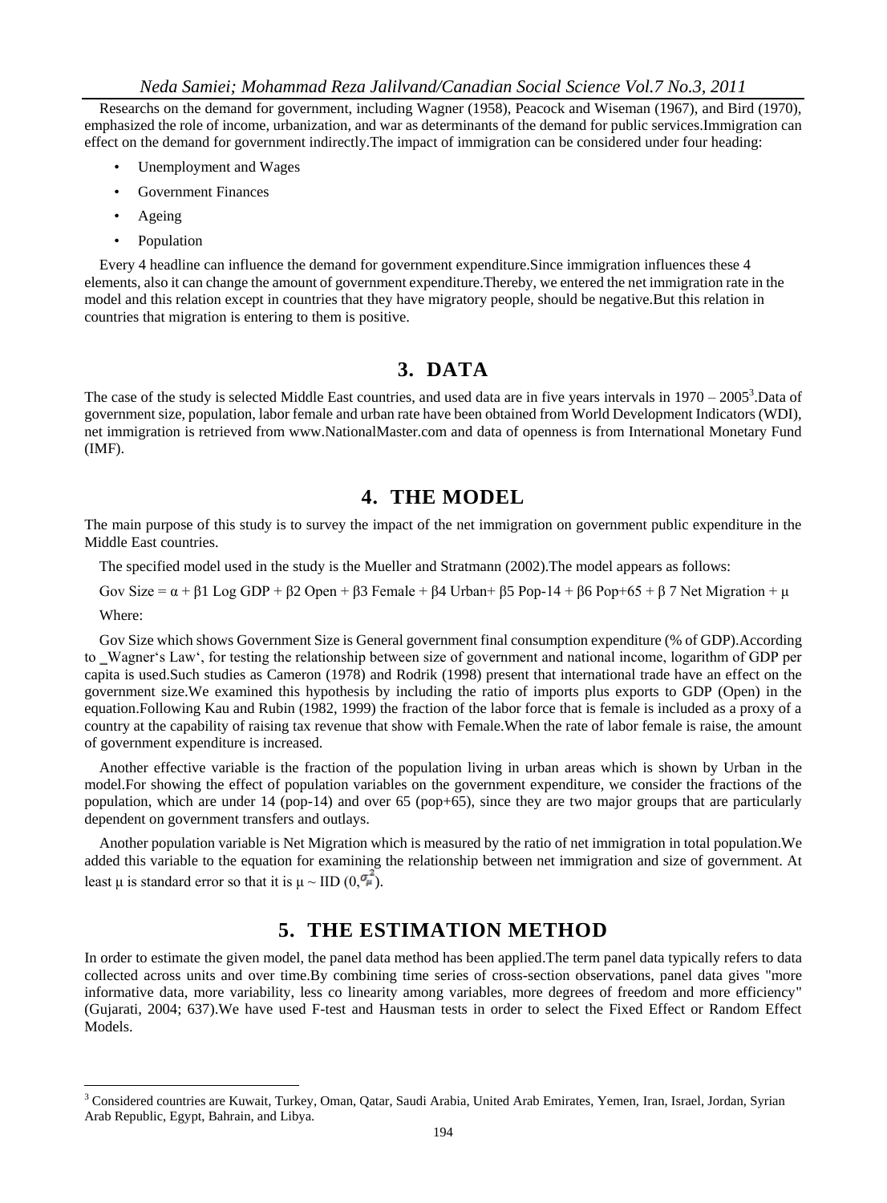Researchs on the demand for government, including Wagner (1958), Peacock and Wiseman (1967), and Bird (1970), emphasized the role of income, urbanization, and war as determinants of the demand for public services.Immigration can effect on the demand for government indirectly.The impact of immigration can be considered under four heading:

- Unemployment and Wages
- Government Finances
- Ageing
- Population

Every 4 headline can influence the demand for government expenditure.Since immigration influences these 4 elements, also it can change the amount of government expenditure.Thereby, we entered the net immigration rate in the model and this relation except in countries that they have migratory people, should be negative.But this relation in countries that migration is entering to them is positive.

## 3. DATA

The case of the study is selected Middle East countries, and used data are in five years intervals in 1970 – 2005[3].Data of government size, population, labor female and urban rate have been obtained from World Development Indicators (WDI), net immigration is retrieved from www.NationalMaster.com and data of openness is from International Monetary Fund (IMF).

## 4. THE MODEL

The main purpose of this study is to survey the impact of the net immigration on government public expenditure in the Middle East countries.

The specified model used in the study is the Mueller and Stratmann (2002).The model appears as follows:

$$\text{Gov Size} = \alpha + \beta 1 \text{ Log GDP} + \beta 2 \text{ Open} + \beta 3 \text{ Female} + \beta 4 \text{ Urban} + \beta 5 \text{ Pop-14} + \beta 6 \text{ Pop+65} + \beta 7 \text{ Net Migration} + \mu$$

Where:

Gov Size which shows Government Size is General government final consumption expenditure (% of GDP).According to ‗Wagner's Law', for testing the relationship between size of government and national income, logarithm of GDP per capita is used.Such studies as Cameron (1978) and Rodrik (1998) present that international trade have an effect on the government size.We examined this hypothesis by including the ratio of imports plus exports to GDP (Open) in the equation.Following Kau and Rubin (1982, 1999) the fraction of the labor force that is female is included as a proxy of a country at the capability of raising tax revenue that show with Female.When the rate of labor female is raise, the amount of government expenditure is increased.

Another effective variable is the fraction of the population living in urban areas which is shown by Urban in the model.For showing the effect of population variables on the government expenditure, we consider the fractions of the population, which are under 14 (pop-14) and over 65 (pop+65), since they are two major groups that are particularly dependent on government transfers and outlays.

Another population variable is Net Migration which is measured by the ratio of net immigration in total population.We added this variable to the equation for examining the relationship between net immigration and size of government. At least μ is standard error so that it is $\mu \sim \text{IID}(0, \sigma_\mu^2)$.

## 5. THE ESTIMATION METHOD

In order to estimate the given model, the panel data method has been applied.The term panel data typically refers to data collected across units and over time.By combining time series of cross-section observations, panel data gives "more informative data, more variability, less co linearity among variables, more degrees of freedom and more efficiency" (Gujarati, 2004; 637).We have used F-test and Hausman tests in order to select the Fixed Effect or Random Effect Models.

---

[3] Considered countries are Kuwait, Turkey, Oman, Qatar, Saudi Arabia, United Arab Emirates, Yemen, Iran, Israel, Jordan, Syrian Arab Republic, Egypt, Bahrain, and Libya.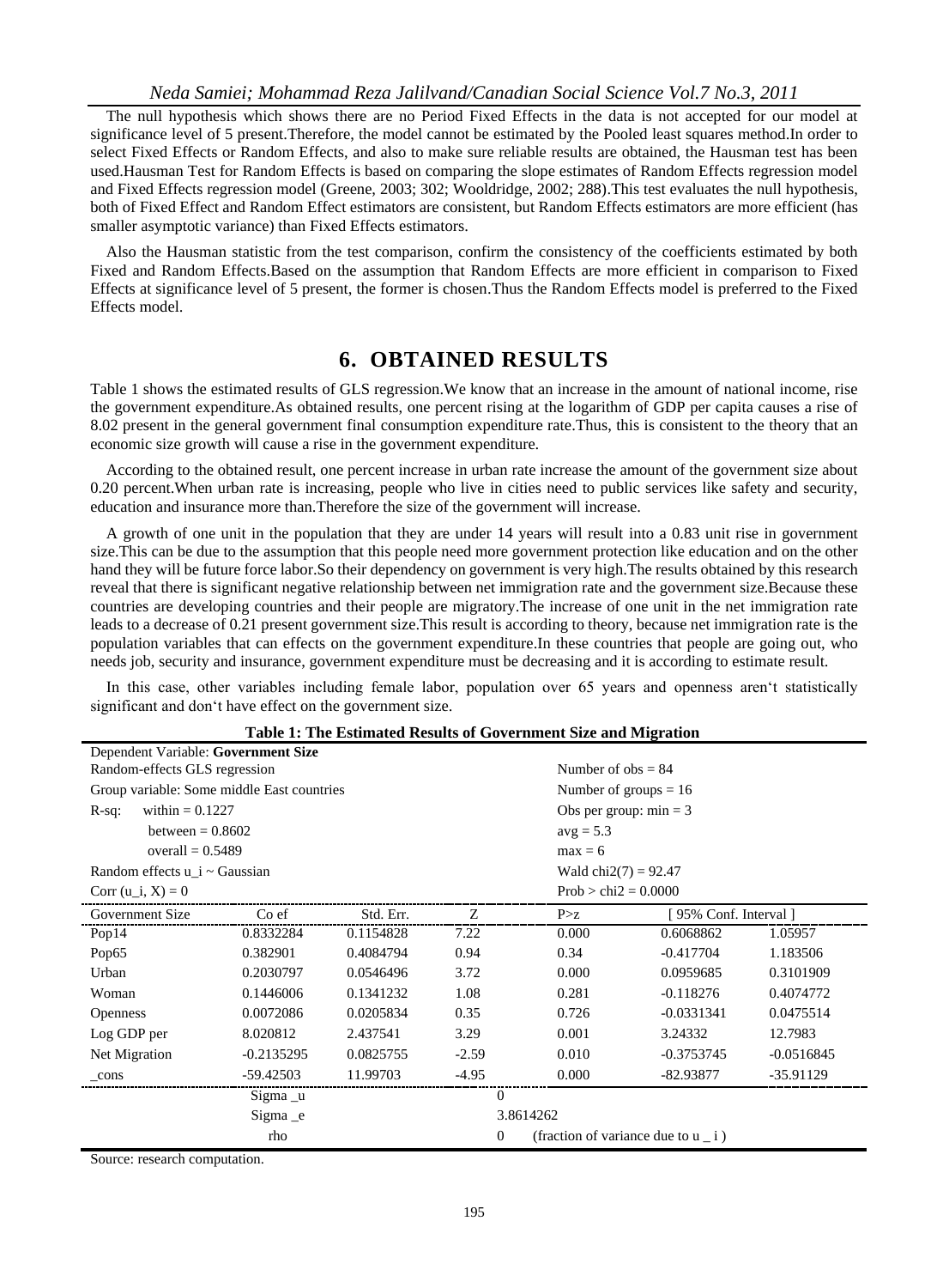The null hypothesis which shows there are no Period Fixed Effects in the data is not accepted for our model at significance level of 5 present.Therefore, the model cannot be estimated by the Pooled least squares method.In order to select Fixed Effects or Random Effects, and also to make sure reliable results are obtained, the Hausman test has been used.Hausman Test for Random Effects is based on comparing the slope estimates of Random Effects regression model and Fixed Effects regression model (Greene, 2003; 302; Wooldridge, 2002; 288).This test evaluates the null hypothesis, both of Fixed Effect and Random Effect estimators are consistent, but Random Effects estimators are more efficient (has smaller asymptotic variance) than Fixed Effects estimators.

Also the Hausman statistic from the test comparison, confirm the consistency of the coefficients estimated by both Fixed and Random Effects.Based on the assumption that Random Effects are more efficient in comparison to Fixed Effects at significance level of 5 present, the former is chosen.Thus the Random Effects model is preferred to the Fixed Effects model.

# 6. OBTAINED RESULTS

Table 1 shows the estimated results of GLS regression.We know that an increase in the amount of national income, rise the government expenditure.As obtained results, one percent rising at the logarithm of GDP per capita causes a rise of 8.02 present in the general government final consumption expenditure rate.Thus, this is consistent to the theory that an economic size growth will cause a rise in the government expenditure.

According to the obtained result, one percent increase in urban rate increase the amount of the government size about 0.20 percent.When urban rate is increasing, people who live in cities need to public services like safety and security, education and insurance more than.Therefore the size of the government will increase.

A growth of one unit in the population that they are under 14 years will result into a 0.83 unit rise in government size.This can be due to the assumption that this people need more government protection like education and on the other hand they will be future force labor.So their dependency on government is very high.The results obtained by this research reveal that there is significant negative relationship between net immigration rate and the government size.Because these countries are developing countries and their people are migratory.The increase of one unit in the net immigration rate leads to a decrease of 0.21 present government size.This result is according to theory, because net immigration rate is the population variables that can effects on the government expenditure.In these countries that people are going out, who needs job, security and insurance, government expenditure must be decreasing and it is according to estimate result.

In this case, other variables including female labor, population over 65 years and openness aren't statistically significant and don't have effect on the government size.

**Table 1: The Estimated Results of Government Size and Migration**

Dependent Variable: **Government Size**
Random-effects GLS regression — Number of obs = 84
Group variable: Some middle East countries — Number of groups = 16
R-sq: within = 0.1227 — Obs per group: min = 3
between = 0.8602 — avg = 5.3
overall = 0.5489 — max = 6
Random effects u_i ~ Gaussian — Wald chi2(7) = 92.47
Corr (u_i, X) = 0 — Prob > chi2 = 0.0000

| Government Size | Co ef | Std. Err. | Z | P>z | [ 95% Conf. Interval ] | |
|---|---|---|---|---|---|---|
| Pop14 | 0.8332284 | 0.1154828 | 7.22 | 0.000 | 0.6068862 | 1.05957 |
| Pop65 | 0.382901 | 0.4084794 | 0.94 | 0.34 | -0.417704 | 1.183506 |
| Urban | 0.2030797 | 0.0546496 | 3.72 | 0.000 | 0.0959685 | 0.3101909 |
| Woman | 0.1446006 | 0.1341232 | 1.08 | 0.281 | -0.118276 | 0.4074772 |
| Openness | 0.0072086 | 0.0205834 | 0.35 | 0.726 | -0.0331341 | 0.0475514 |
| Log GDP per | 8.020812 | 2.437541 | 3.29 | 0.001 | 3.24332 | 12.7983 |
| Net Migration | -0.2135295 | 0.0825755 | -2.59 | 0.010 | -0.3753745 | -0.0516845 |
| _cons | -59.42503 | 11.99703 | -4.95 | 0.000 | -82.93877 | -35.91129 |
| | Sigma _u | | 0 | | | |
| | Sigma _e | | 3.8614262 | | | |
| | rho | | 0 | (fraction of variance due to u _ i ) | | |

Source: research computation.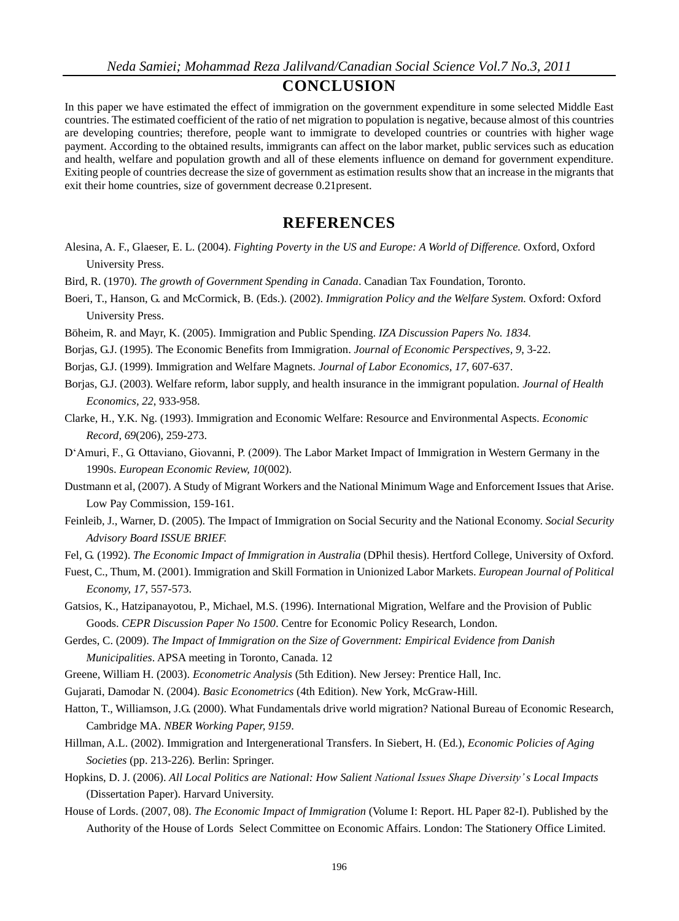## CONCLUSION

In this paper we have estimated the effect of immigration on the government expenditure in some selected Middle East countries. The estimated coefficient of the ratio of net migration to population is negative, because almost of this countries are developing countries; therefore, people want to immigrate to developed countries or countries with higher wage payment. According to the obtained results, immigrants can affect on the labor market, public services such as education and health, welfare and population growth and all of these elements influence on demand for government expenditure. Exiting people of countries decrease the size of government as estimation results show that an increase in the migrants that exit their home countries, size of government decrease 0.21present.

## REFERENCES

Alesina, A. F., Glaeser, E. L. (2004). *Fighting Poverty in the US and Europe: A World of Difference.* Oxford, Oxford University Press.

Bird, R. (1970). *The growth of Government Spending in Canada*. Canadian Tax Foundation, Toronto.

Boeri, T., Hanson, G. and McCormick, B. (Eds.). (2002). *Immigration Policy and the Welfare System.* Oxford: Oxford University Press.

Böheim, R. and Mayr, K. (2005). Immigration and Public Spending. *IZA Discussion Papers No. 1834.*

Borjas, G.J. (1995). The Economic Benefits from Immigration. *Journal of Economic Perspectives, 9*, 3-22.

Borjas, G.J. (1999). Immigration and Welfare Magnets. *Journal of Labor Economics, 17*, 607-637.

Borjas, G.J. (2003). Welfare reform, labor supply, and health insurance in the immigrant population. *Journal of Health Economics, 22*, 933-958.

Clarke, H., Y.K. Ng. (1993). Immigration and Economic Welfare: Resource and Environmental Aspects. *Economic Record, 69*(206), 259-273.

D'Amuri, F., G. Ottaviano, Giovanni, P. (2009). The Labor Market Impact of Immigration in Western Germany in the 1990s. *European Economic Review, 10*(002).

Dustmann et al, (2007). A Study of Migrant Workers and the National Minimum Wage and Enforcement Issues that Arise. Low Pay Commission, 159-161.

Feinleib, J., Warner, D. (2005). The Impact of Immigration on Social Security and the National Economy. *Social Security Advisory Board ISSUE BRIEF.*

Fel, G. (1992). *The Economic Impact of Immigration in Australia* (DPhil thesis). Hertford College, University of Oxford.

Fuest, C., Thum, M. (2001). Immigration and Skill Formation in Unionized Labor Markets. *European Journal of Political Economy, 17*, 557-573.

Gatsios, K., Hatzipanayotou, P., Michael, M.S. (1996). International Migration, Welfare and the Provision of Public Goods. *CEPR Discussion Paper No 1500*. Centre for Economic Policy Research, London.

Gerdes, C. (2009). *The Impact of Immigration on the Size of Government: Empirical Evidence from Danish Municipalities*. APSA meeting in Toronto, Canada. 12

Greene, William H. (2003). *Econometric Analysis* (5th Edition). New Jersey: Prentice Hall, Inc.

Gujarati, Damodar N. (2004). *Basic Econometrics* (4th Edition). New York, McGraw-Hill.

Hatton, T., Williamson, J.G. (2000). What Fundamentals drive world migration? National Bureau of Economic Research, Cambridge MA. *NBER Working Paper, 9159*.

Hillman, A.L. (2002). Immigration and Intergenerational Transfers. In Siebert, H. (Ed.), *Economic Policies of Aging Societies* (pp. 213-226). Berlin: Springer.

Hopkins, D. J. (2006). *All Local Politics are National: How Salient National Issues Shape Diversity's Local Impacts* (Dissertation Paper). Harvard University.

House of Lords. (2007, 08). *The Economic Impact of Immigration* (Volume I: Report. HL Paper 82-I). Published by the Authority of the House of Lords Select Committee on Economic Affairs. London: The Stationery Office Limited.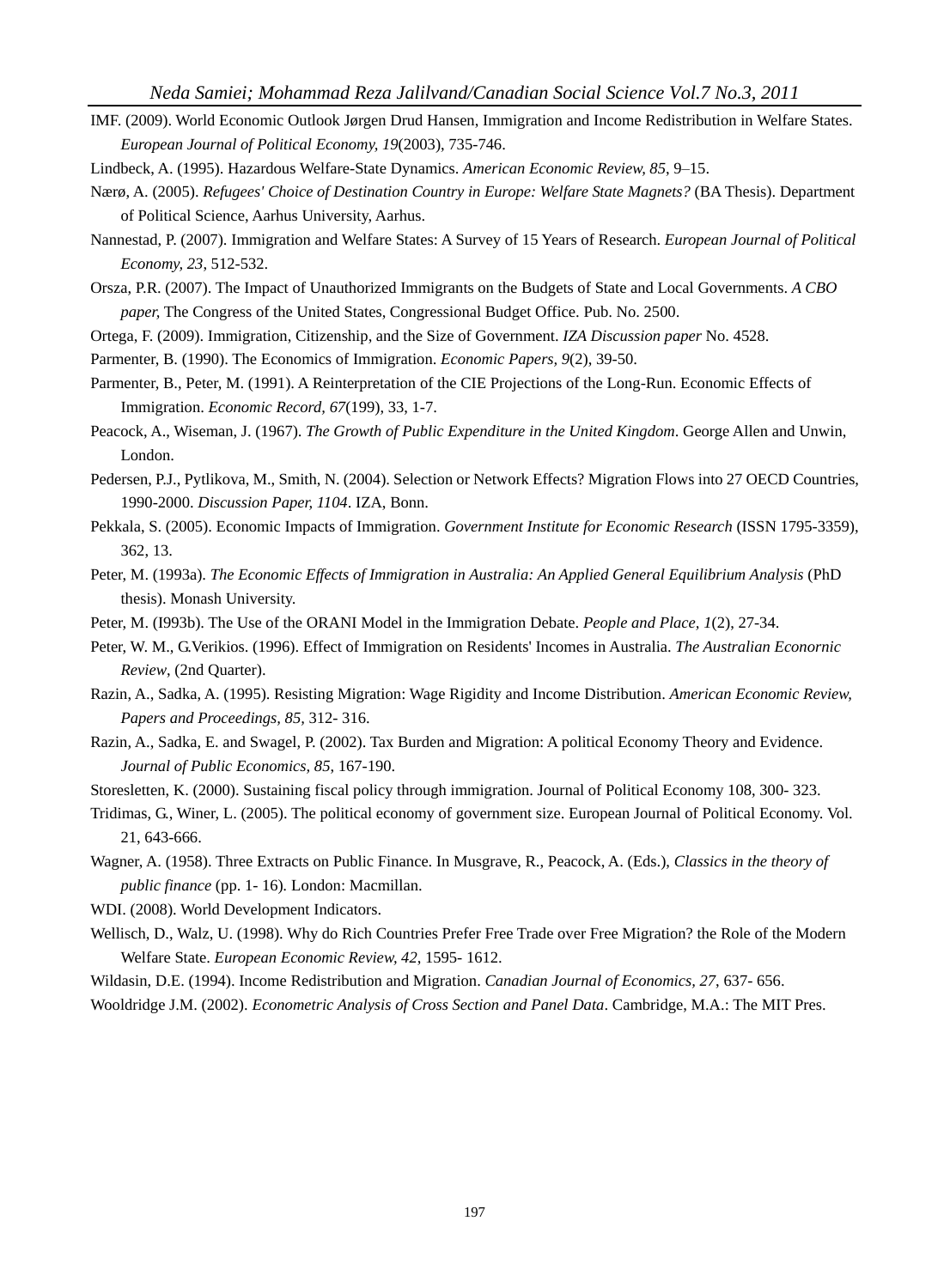IMF. (2009). World Economic Outlook Jørgen Drud Hansen, Immigration and Income Redistribution in Welfare States. *European Journal of Political Economy, 19*(2003), 735-746.

Lindbeck, A. (1995). Hazardous Welfare-State Dynamics. *American Economic Review, 85*, 9–15.

Nærø, A. (2005). *Refugees' Choice of Destination Country in Europe: Welfare State Magnets?* (BA Thesis). Department of Political Science, Aarhus University, Aarhus.

Nannestad, P. (2007). Immigration and Welfare States: A Survey of 15 Years of Research. *European Journal of Political Economy, 23*, 512-532.

Orsza, P.R. (2007). The Impact of Unauthorized Immigrants on the Budgets of State and Local Governments. *A CBO paper*, The Congress of the United States, Congressional Budget Office. Pub. No. 2500.

Ortega, F. (2009). Immigration, Citizenship, and the Size of Government. *IZA Discussion paper* No. 4528.

Parmenter, B. (1990). The Economics of Immigration. *Economic Papers, 9*(2), 39-50.

Parmenter, B., Peter, M. (1991). A Reinterpretation of the CIE Projections of the Long-Run. Economic Effects of Immigration. *Economic Record, 67*(199), 33, 1-7.

Peacock, A., Wiseman, J. (1967). *The Growth of Public Expenditure in the United Kingdom*. George Allen and Unwin, London.

Pedersen, P.J., Pytlikova, M., Smith, N. (2004). Selection or Network Effects? Migration Flows into 27 OECD Countries, 1990-2000. *Discussion Paper, 1104*. IZA, Bonn.

Pekkala, S. (2005). Economic Impacts of Immigration. *Government Institute for Economic Research* (ISSN 1795-3359), 362, 13.

Peter, M. (1993a). *The Economic Effects of Immigration in Australia: An Applied General Equilibrium Analysis* (PhD thesis). Monash University.

Peter, M. (I993b). The Use of the ORANI Model in the Immigration Debate. *People and Place, 1*(2), 27-34.

Peter, W. M., G.Verikios. (1996). Effect of Immigration on Residents' Incomes in Australia. *The Australian Econornic Review*, (2nd Quarter).

Razin, A., Sadka, A. (1995). Resisting Migration: Wage Rigidity and Income Distribution. *American Economic Review, Papers and Proceedings, 85*, 312- 316.

Razin, A., Sadka, E. and Swagel, P. (2002). Tax Burden and Migration: A political Economy Theory and Evidence. *Journal of Public Economics, 85*, 167-190.

Storesletten, K. (2000). Sustaining fiscal policy through immigration. Journal of Political Economy 108, 300- 323.

Tridimas, G., Winer, L. (2005). The political economy of government size. European Journal of Political Economy. Vol. 21, 643-666.

Wagner, A. (1958). Three Extracts on Public Finance. In Musgrave, R., Peacock, A. (Eds.), *Classics in the theory of public finance* (pp. 1- 16). London: Macmillan.

WDI. (2008). World Development Indicators.

Wellisch, D., Walz, U. (1998). Why do Rich Countries Prefer Free Trade over Free Migration? the Role of the Modern Welfare State. *European Economic Review, 42*, 1595- 1612.

Wildasin, D.E. (1994). Income Redistribution and Migration. *Canadian Journal of Economics, 27*, 637- 656.

Wooldridge J.M. (2002). *Econometric Analysis of Cross Section and Panel Data*. Cambridge, M.A.: The MIT Pres.